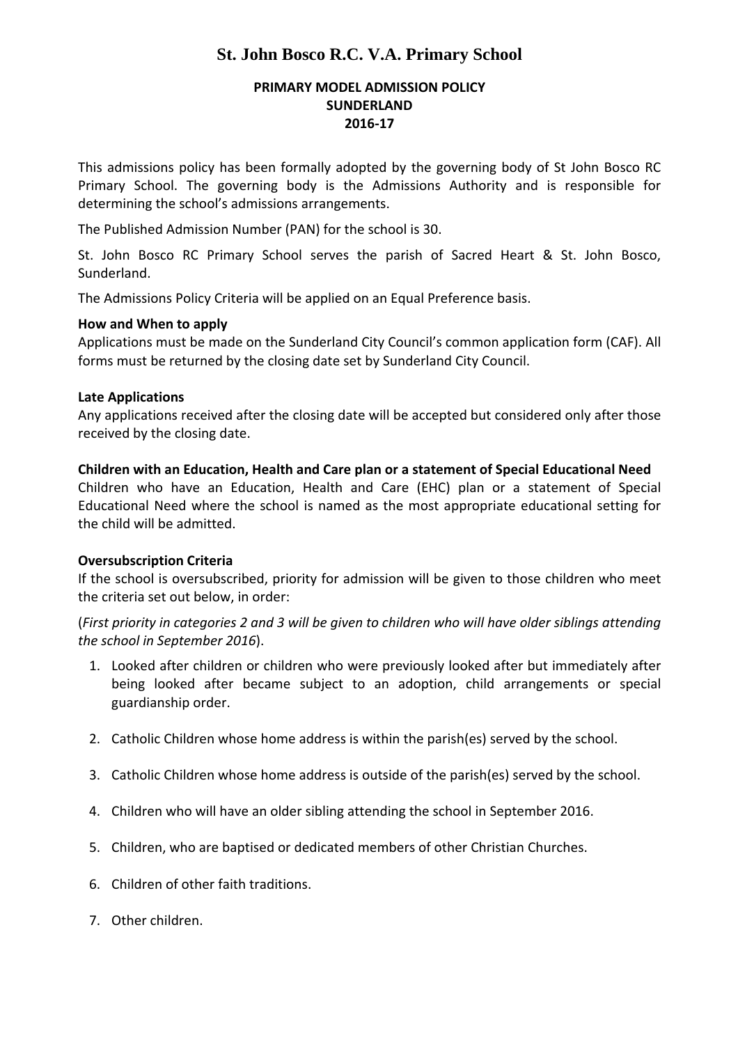# St. John Bosco R.C. V.A. Primary School

## PRIMARY MODEL ADMISSION POLICY
## SUNDERLAND
## 2016-17

This admissions policy has been formally adopted by the governing body of St John Bosco RC Primary School. The governing body is the Admissions Authority and is responsible for determining the school's admissions arrangements.

The Published Admission Number (PAN) for the school is 30.

St. John Bosco RC Primary School serves the parish of Sacred Heart & St. John Bosco, Sunderland.

The Admissions Policy Criteria will be applied on an Equal Preference basis.

**How and When to apply**
Applications must be made on the Sunderland City Council's common application form (CAF). All forms must be returned by the closing date set by Sunderland City Council.

**Late Applications**
Any applications received after the closing date will be accepted but considered only after those received by the closing date.

**Children with an Education, Health and Care plan or a statement of Special Educational Need**
Children who have an Education, Health and Care (EHC) plan or a statement of Special Educational Need where the school is named as the most appropriate educational setting for the child will be admitted.

**Oversubscription Criteria**
If the school is oversubscribed, priority for admission will be given to those children who meet the criteria set out below, in order:

(*First priority in categories 2 and 3 will be given to children who will have older siblings attending the school in September 2016*).

1. Looked after children or children who were previously looked after but immediately after being looked after became subject to an adoption, child arrangements or special guardianship order.
2. Catholic Children whose home address is within the parish(es) served by the school.
3. Catholic Children whose home address is outside of the parish(es) served by the school.
4. Children who will have an older sibling attending the school in September 2016.
5. Children, who are baptised or dedicated members of other Christian Churches.
6. Children of other faith traditions.
7. Other children.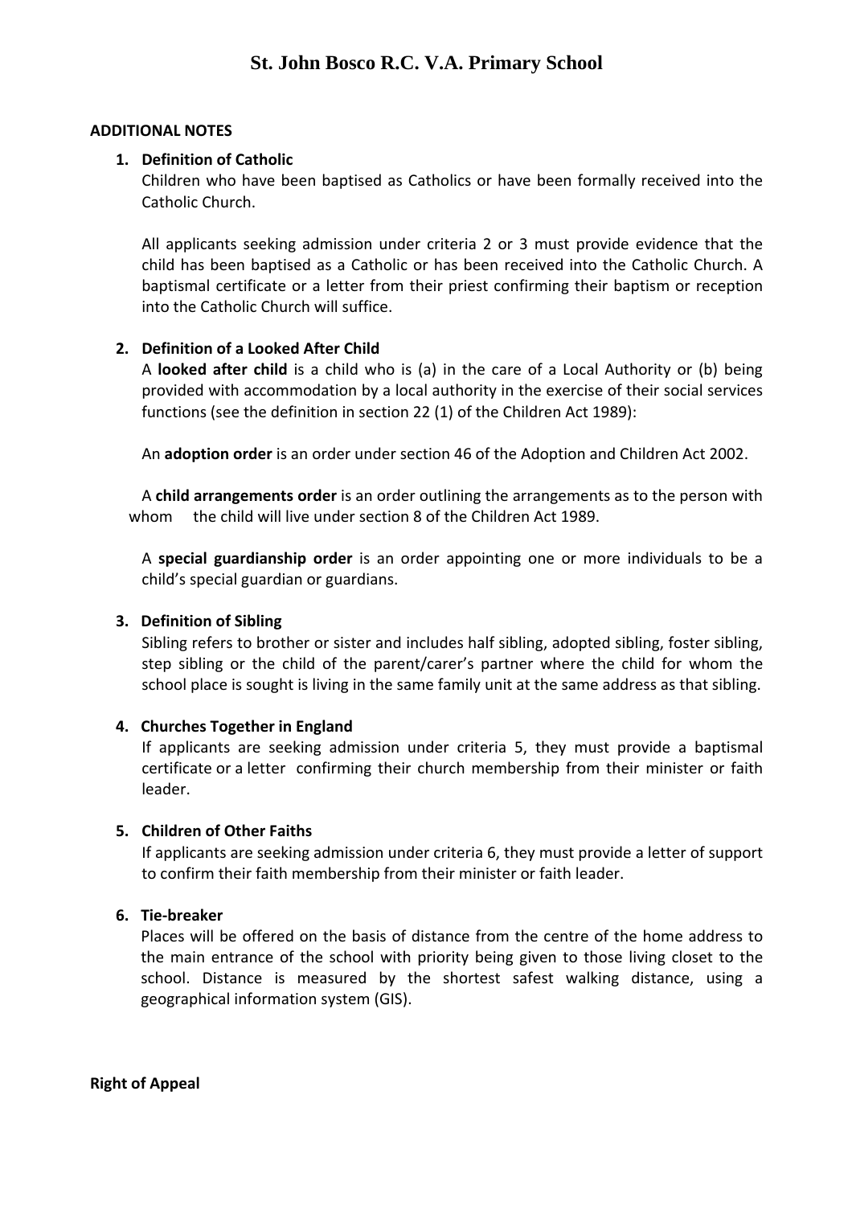# St. John Bosco R.C. V.A. Primary School

**ADDITIONAL NOTES**

1. **Definition of Catholic**

   Children who have been baptised as Catholics or have been formally received into the Catholic Church.

   All applicants seeking admission under criteria 2 or 3 must provide evidence that the child has been baptised as a Catholic or has been received into the Catholic Church. A baptismal certificate or a letter from their priest confirming their baptism or reception into the Catholic Church will suffice.

2. **Definition of a Looked After Child**

   A **looked after child** is a child who is (a) in the care of a Local Authority or (b) being provided with accommodation by a local authority in the exercise of their social services functions (see the definition in section 22 (1) of the Children Act 1989):

   An **adoption order** is an order under section 46 of the Adoption and Children Act 2002.

   A **child arrangements order** is an order outlining the arrangements as to the person with whom the child will live under section 8 of the Children Act 1989.

   A **special guardianship order** is an order appointing one or more individuals to be a child's special guardian or guardians.

3. **Definition of Sibling**

   Sibling refers to brother or sister and includes half sibling, adopted sibling, foster sibling, step sibling or the child of the parent/carer's partner where the child for whom the school place is sought is living in the same family unit at the same address as that sibling.

4. **Churches Together in England**

   If applicants are seeking admission under criteria 5, they must provide a baptismal certificate or a letter confirming their church membership from their minister or faith leader.

5. **Children of Other Faiths**

   If applicants are seeking admission under criteria 6, they must provide a letter of support to confirm their faith membership from their minister or faith leader.

6. **Tie-breaker**

   Places will be offered on the basis of distance from the centre of the home address to the main entrance of the school with priority being given to those living closet to the school. Distance is measured by the shortest safest walking distance, using a geographical information system (GIS).

**Right of Appeal**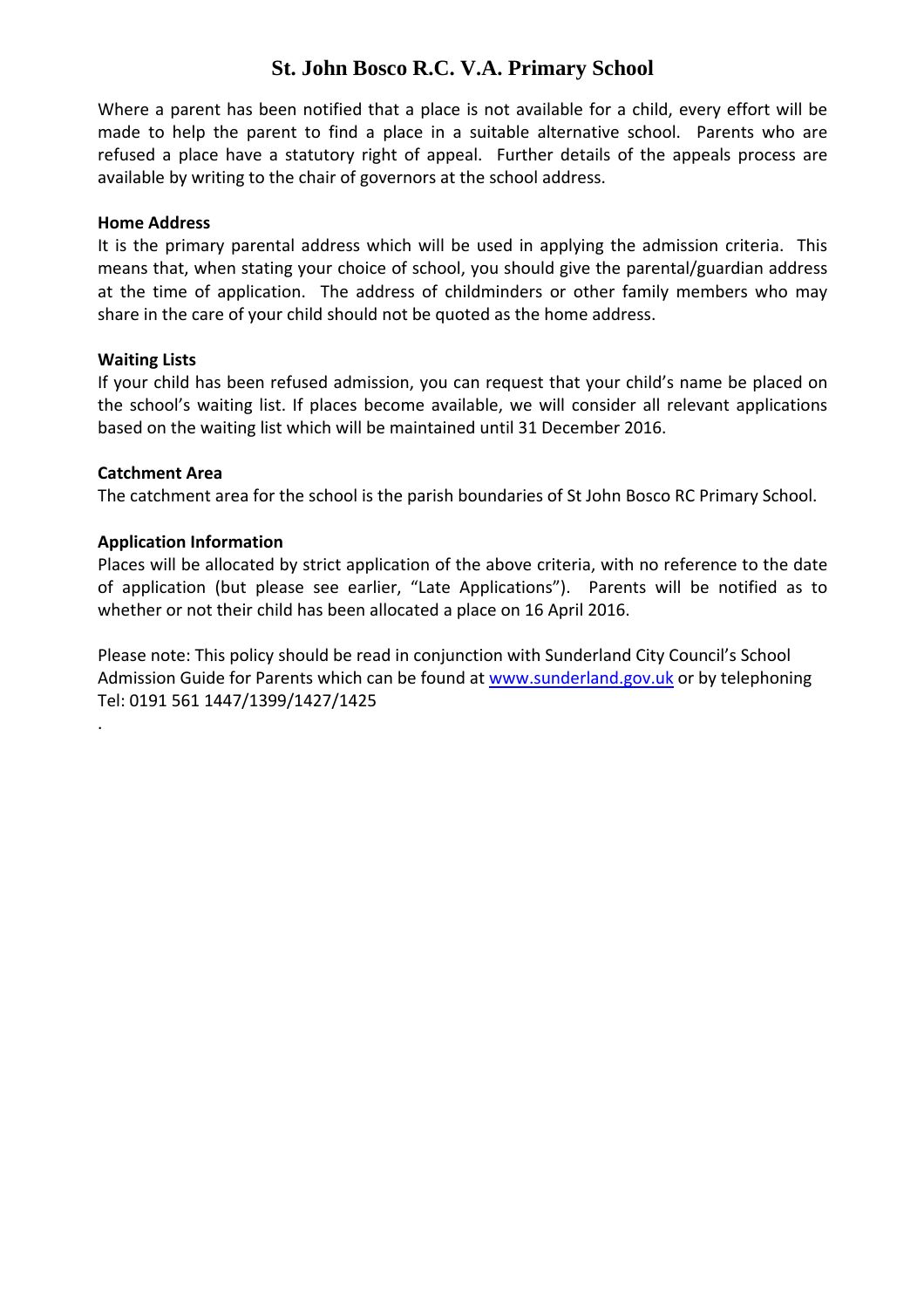# St. John Bosco R.C. V.A. Primary School

Where a parent has been notified that a place is not available for a child, every effort will be made to help the parent to find a place in a suitable alternative school. Parents who are refused a place have a statutory right of appeal. Further details of the appeals process are available by writing to the chair of governors at the school address.

**Home Address**
It is the primary parental address which will be used in applying the admission criteria. This means that, when stating your choice of school, you should give the parental/guardian address at the time of application. The address of childminders or other family members who may share in the care of your child should not be quoted as the home address.

**Waiting Lists**
If your child has been refused admission, you can request that your child's name be placed on the school's waiting list. If places become available, we will consider all relevant applications based on the waiting list which will be maintained until 31 December 2016.

**Catchment Area**
The catchment area for the school is the parish boundaries of St John Bosco RC Primary School.

**Application Information**
Places will be allocated by strict application of the above criteria, with no reference to the date of application (but please see earlier, "Late Applications"). Parents will be notified as to whether or not their child has been allocated a place on 16 April 2016.

Please note: This policy should be read in conjunction with Sunderland City Council's School Admission Guide for Parents which can be found at [www.sunderland.gov.uk](http://www.sunderland.gov.uk) or by telephoning Tel: 0191 561 1447/1399/1427/1425

.